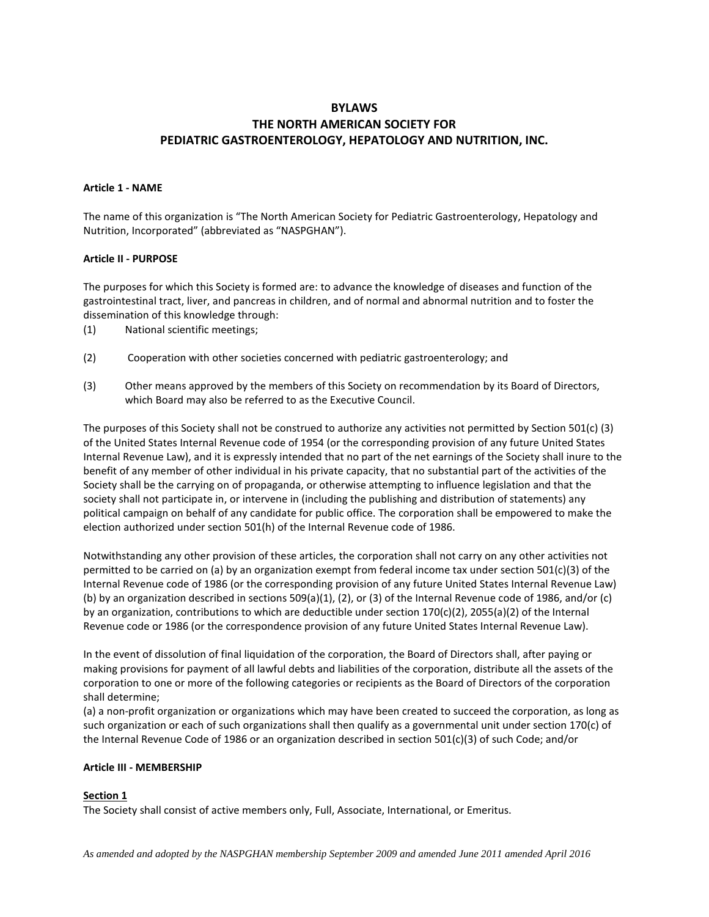# BYLAWS
# THE NORTH AMERICAN SOCIETY FOR PEDIATRIC GASTROENTEROLOGY, HEPATOLOGY AND NUTRITION, INC.

**Article 1 - NAME**

The name of this organization is "The North American Society for Pediatric Gastroenterology, Hepatology and Nutrition, Incorporated" (abbreviated as "NASPGHAN").

**Article II - PURPOSE**

The purposes for which this Society is formed are: to advance the knowledge of diseases and function of the gastrointestinal tract, liver, and pancreas in children, and of normal and abnormal nutrition and to foster the dissemination of this knowledge through:

(1) National scientific meetings;

(2) Cooperation with other societies concerned with pediatric gastroenterology; and

(3) Other means approved by the members of this Society on recommendation by its Board of Directors, which Board may also be referred to as the Executive Council.

The purposes of this Society shall not be construed to authorize any activities not permitted by Section 501(c) (3) of the United States Internal Revenue code of 1954 (or the corresponding provision of any future United States Internal Revenue Law), and it is expressly intended that no part of the net earnings of the Society shall inure to the benefit of any member of other individual in his private capacity, that no substantial part of the activities of the Society shall be the carrying on of propaganda, or otherwise attempting to influence legislation and that the society shall not participate in, or intervene in (including the publishing and distribution of statements) any political campaign on behalf of any candidate for public office. The corporation shall be empowered to make the election authorized under section 501(h) of the Internal Revenue code of 1986.

Notwithstanding any other provision of these articles, the corporation shall not carry on any other activities not permitted to be carried on (a) by an organization exempt from federal income tax under section 501(c)(3) of the Internal Revenue code of 1986 (or the corresponding provision of any future United States Internal Revenue Law) (b) by an organization described in sections 509(a)(1), (2), or (3) of the Internal Revenue code of 1986, and/or (c) by an organization, contributions to which are deductible under section 170(c)(2), 2055(a)(2) of the Internal Revenue code or 1986 (or the correspondence provision of any future United States Internal Revenue Law).

In the event of dissolution of final liquidation of the corporation, the Board of Directors shall, after paying or making provisions for payment of all lawful debts and liabilities of the corporation, distribute all the assets of the corporation to one or more of the following categories or recipients as the Board of Directors of the corporation shall determine;
(a) a non-profit organization or organizations which may have been created to succeed the corporation, as long as such organization or each of such organizations shall then qualify as a governmental unit under section 170(c) of the Internal Revenue Code of 1986 or an organization described in section 501(c)(3) of such Code; and/or

**Article III - MEMBERSHIP**

**Section 1**

The Society shall consist of active members only, Full, Associate, International, or Emeritus.

*As amended and adopted by the NASPGHAN membership September 2009 and amended June 2011 amended April 2016*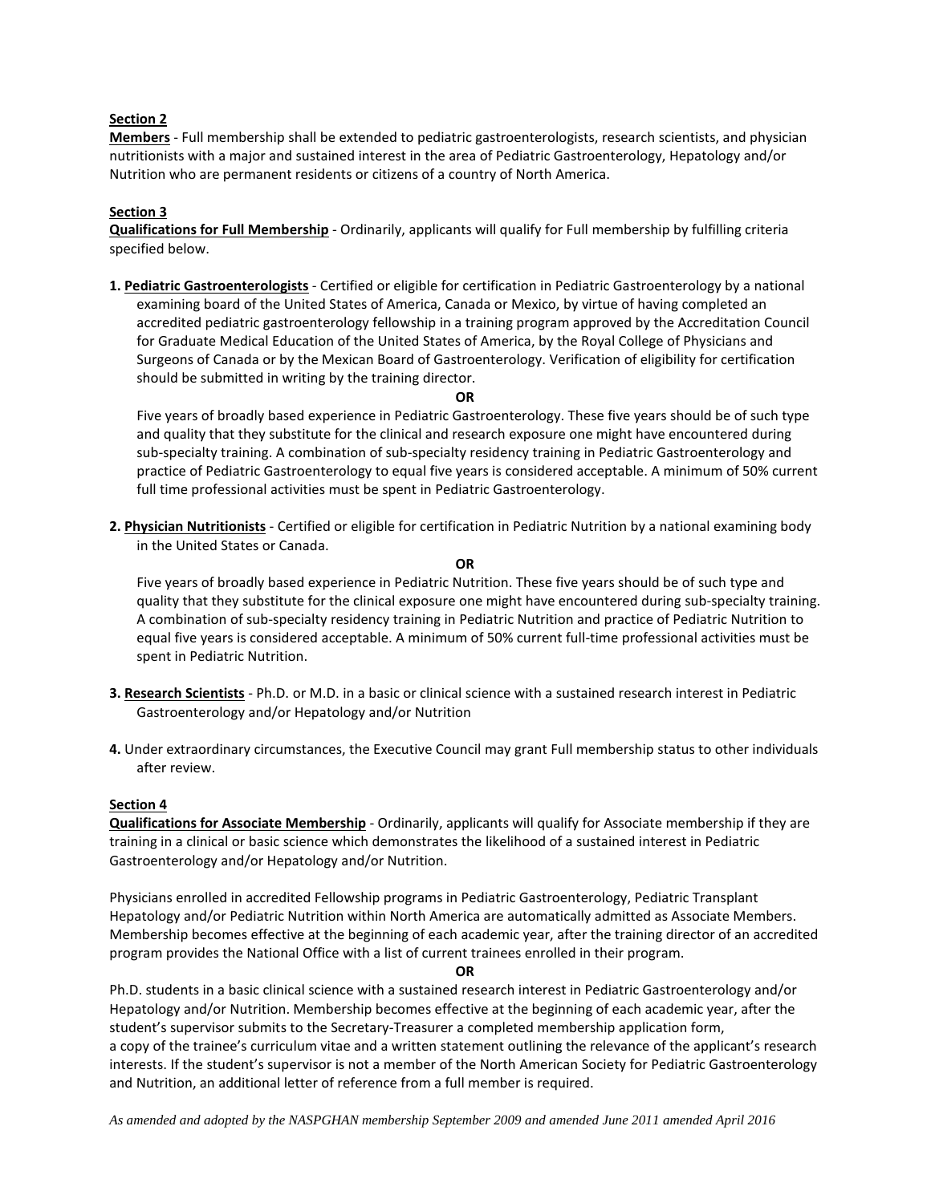**Section 2**

**Members** - Full membership shall be extended to pediatric gastroenterologists, research scientists, and physician nutritionists with a major and sustained interest in the area of Pediatric Gastroenterology, Hepatology and/or Nutrition who are permanent residents or citizens of a country of North America.

**Section 3**

**Qualifications for Full Membership** - Ordinarily, applicants will qualify for Full membership by fulfilling criteria specified below.

**1. Pediatric Gastroenterologists** - Certified or eligible for certification in Pediatric Gastroenterology by a national examining board of the United States of America, Canada or Mexico, by virtue of having completed an accredited pediatric gastroenterology fellowship in a training program approved by the Accreditation Council for Graduate Medical Education of the United States of America, by the Royal College of Physicians and Surgeons of Canada or by the Mexican Board of Gastroenterology. Verification of eligibility for certification should be submitted in writing by the training director.

**OR**

Five years of broadly based experience in Pediatric Gastroenterology. These five years should be of such type and quality that they substitute for the clinical and research exposure one might have encountered during sub-specialty training. A combination of sub-specialty residency training in Pediatric Gastroenterology and practice of Pediatric Gastroenterology to equal five years is considered acceptable. A minimum of 50% current full time professional activities must be spent in Pediatric Gastroenterology.

**2. Physician Nutritionists** - Certified or eligible for certification in Pediatric Nutrition by a national examining body in the United States or Canada.

**OR**

Five years of broadly based experience in Pediatric Nutrition. These five years should be of such type and quality that they substitute for the clinical exposure one might have encountered during sub-specialty training. A combination of sub-specialty residency training in Pediatric Nutrition and practice of Pediatric Nutrition to equal five years is considered acceptable. A minimum of 50% current full-time professional activities must be spent in Pediatric Nutrition.

**3. Research Scientists** - Ph.D. or M.D. in a basic or clinical science with a sustained research interest in Pediatric Gastroenterology and/or Hepatology and/or Nutrition

**4.** Under extraordinary circumstances, the Executive Council may grant Full membership status to other individuals after review.

**Section 4**

**Qualifications for Associate Membership** - Ordinarily, applicants will qualify for Associate membership if they are training in a clinical or basic science which demonstrates the likelihood of a sustained interest in Pediatric Gastroenterology and/or Hepatology and/or Nutrition.

Physicians enrolled in accredited Fellowship programs in Pediatric Gastroenterology, Pediatric Transplant Hepatology and/or Pediatric Nutrition within North America are automatically admitted as Associate Members. Membership becomes effective at the beginning of each academic year, after the training director of an accredited program provides the National Office with a list of current trainees enrolled in their program.

**OR**

Ph.D. students in a basic clinical science with a sustained research interest in Pediatric Gastroenterology and/or Hepatology and/or Nutrition. Membership becomes effective at the beginning of each academic year, after the student's supervisor submits to the Secretary-Treasurer a completed membership application form, a copy of the trainee's curriculum vitae and a written statement outlining the relevance of the applicant's research interests. If the student's supervisor is not a member of the North American Society for Pediatric Gastroenterology and Nutrition, an additional letter of reference from a full member is required.

*As amended and adopted by the NASPGHAN membership September 2009 and amended June 2011 amended April 2016*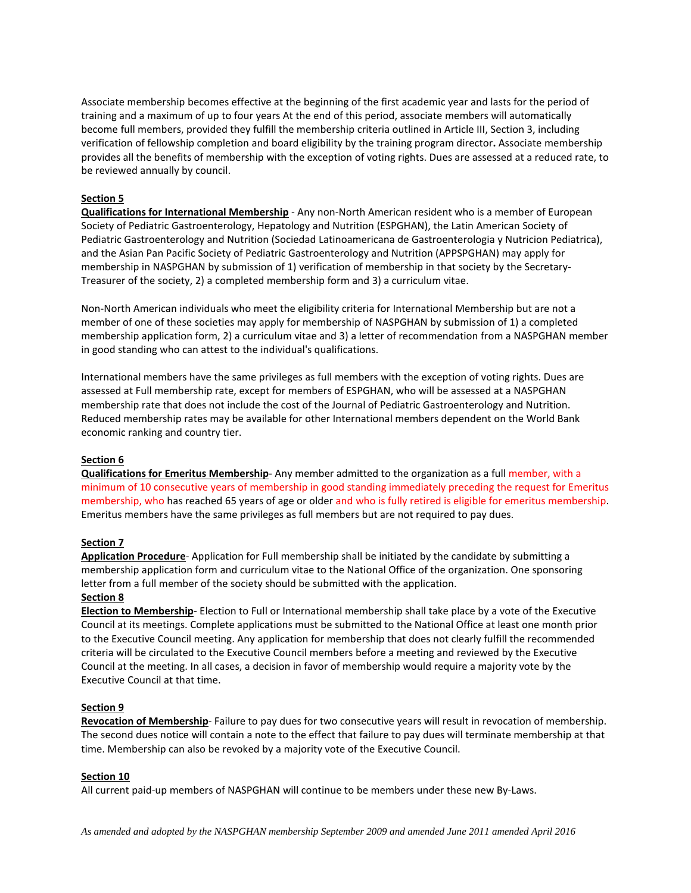Associate membership becomes effective at the beginning of the first academic year and lasts for the period of training and a maximum of up to four years At the end of this period, associate members will automatically become full members, provided they fulfill the membership criteria outlined in Article III, Section 3, including verification of fellowship completion and board eligibility by the training program director**.** Associate membership provides all the benefits of membership with the exception of voting rights. Dues are assessed at a reduced rate, to be reviewed annually by council.

**Section 5**

**Qualifications for International Membership** - Any non-North American resident who is a member of European Society of Pediatric Gastroenterology, Hepatology and Nutrition (ESPGHAN), the Latin American Society of Pediatric Gastroenterology and Nutrition (Sociedad Latinoamericana de Gastroenterologia y Nutricion Pediatrica), and the Asian Pan Pacific Society of Pediatric Gastroenterology and Nutrition (APPSPGHAN) may apply for membership in NASPGHAN by submission of 1) verification of membership in that society by the Secretary-Treasurer of the society, 2) a completed membership form and 3) a curriculum vitae.

Non-North American individuals who meet the eligibility criteria for International Membership but are not a member of one of these societies may apply for membership of NASPGHAN by submission of 1) a completed membership application form, 2) a curriculum vitae and 3) a letter of recommendation from a NASPGHAN member in good standing who can attest to the individual's qualifications.

International members have the same privileges as full members with the exception of voting rights. Dues are assessed at Full membership rate, except for members of ESPGHAN, who will be assessed at a NASPGHAN membership rate that does not include the cost of the Journal of Pediatric Gastroenterology and Nutrition. Reduced membership rates may be available for other International members dependent on the World Bank economic ranking and country tier.

**Section 6**

**Qualifications for Emeritus Membership**- Any member admitted to the organization as a full member, with a minimum of 10 consecutive years of membership in good standing immediately preceding the request for Emeritus membership, who has reached 65 years of age or older and who is fully retired is eligible for emeritus membership. Emeritus members have the same privileges as full members but are not required to pay dues.

**Section 7**

**Application Procedure**- Application for Full membership shall be initiated by the candidate by submitting a membership application form and curriculum vitae to the National Office of the organization. One sponsoring letter from a full member of the society should be submitted with the application.

**Section 8**

**Election to Membership**- Election to Full or International membership shall take place by a vote of the Executive Council at its meetings. Complete applications must be submitted to the National Office at least one month prior to the Executive Council meeting. Any application for membership that does not clearly fulfill the recommended criteria will be circulated to the Executive Council members before a meeting and reviewed by the Executive Council at the meeting. In all cases, a decision in favor of membership would require a majority vote by the Executive Council at that time.

**Section 9**

**Revocation of Membership**- Failure to pay dues for two consecutive years will result in revocation of membership. The second dues notice will contain a note to the effect that failure to pay dues will terminate membership at that time. Membership can also be revoked by a majority vote of the Executive Council.

**Section 10**

All current paid-up members of NASPGHAN will continue to be members under these new By-Laws.

*As amended and adopted by the NASPGHAN membership September 2009 and amended June 2011 amended April 2016*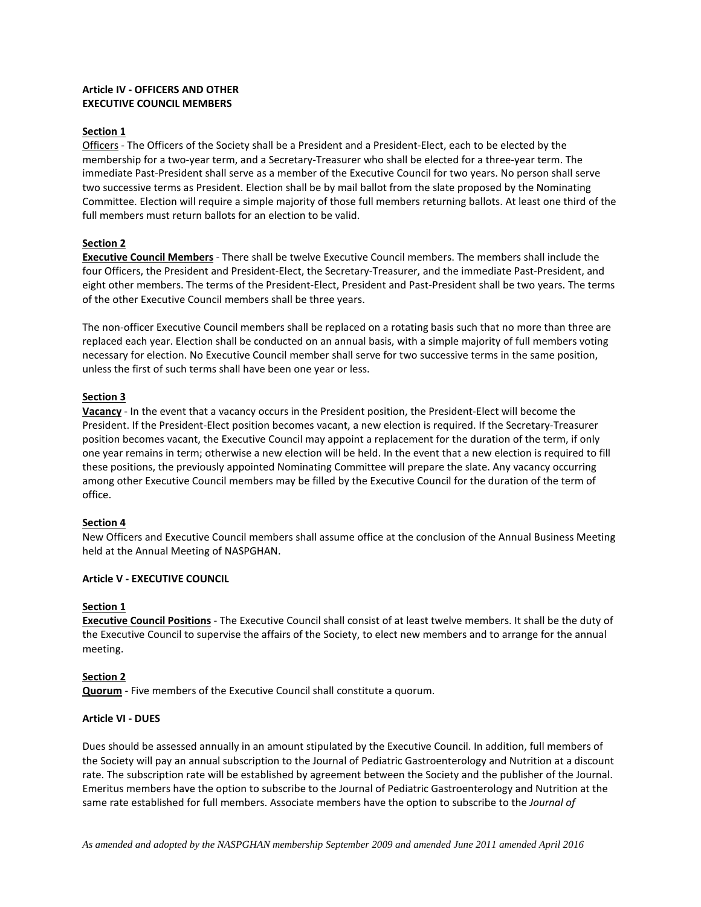**Article IV - OFFICERS AND OTHER EXECUTIVE COUNCIL MEMBERS**

**Section 1**

Officers - The Officers of the Society shall be a President and a President-Elect, each to be elected by the membership for a two-year term, and a Secretary-Treasurer who shall be elected for a three-year term. The immediate Past-President shall serve as a member of the Executive Council for two years. No person shall serve two successive terms as President. Election shall be by mail ballot from the slate proposed by the Nominating Committee. Election will require a simple majority of those full members returning ballots. At least one third of the full members must return ballots for an election to be valid.

**Section 2**

**Executive Council Members** - There shall be twelve Executive Council members. The members shall include the four Officers, the President and President-Elect, the Secretary-Treasurer, and the immediate Past-President, and eight other members. The terms of the President-Elect, President and Past-President shall be two years. The terms of the other Executive Council members shall be three years.

The non-officer Executive Council members shall be replaced on a rotating basis such that no more than three are replaced each year. Election shall be conducted on an annual basis, with a simple majority of full members voting necessary for election. No Executive Council member shall serve for two successive terms in the same position, unless the first of such terms shall have been one year or less.

**Section 3**

**Vacancy** - In the event that a vacancy occurs in the President position, the President-Elect will become the President. If the President-Elect position becomes vacant, a new election is required. If the Secretary-Treasurer position becomes vacant, the Executive Council may appoint a replacement for the duration of the term, if only one year remains in term; otherwise a new election will be held. In the event that a new election is required to fill these positions, the previously appointed Nominating Committee will prepare the slate. Any vacancy occurring among other Executive Council members may be filled by the Executive Council for the duration of the term of office.

**Section 4**

New Officers and Executive Council members shall assume office at the conclusion of the Annual Business Meeting held at the Annual Meeting of NASPGHAN.

**Article V - EXECUTIVE COUNCIL**

**Section 1**

**Executive Council Positions** - The Executive Council shall consist of at least twelve members. It shall be the duty of the Executive Council to supervise the affairs of the Society, to elect new members and to arrange for the annual meeting.

**Section 2**

**Quorum** - Five members of the Executive Council shall constitute a quorum.

**Article VI - DUES**

Dues should be assessed annually in an amount stipulated by the Executive Council. In addition, full members of the Society will pay an annual subscription to the Journal of Pediatric Gastroenterology and Nutrition at a discount rate. The subscription rate will be established by agreement between the Society and the publisher of the Journal. Emeritus members have the option to subscribe to the Journal of Pediatric Gastroenterology and Nutrition at the same rate established for full members. Associate members have the option to subscribe to the *Journal of*

*As amended and adopted by the NASPGHAN membership September 2009 and amended June 2011 amended April 2016*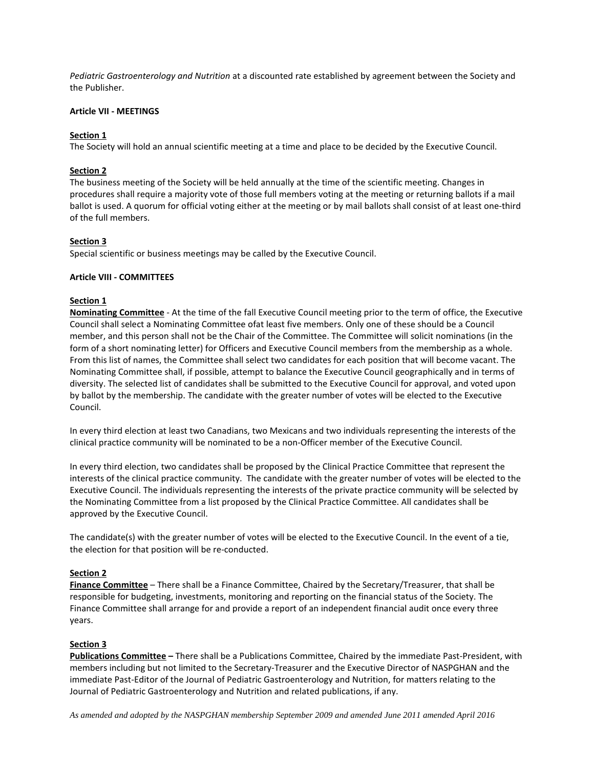*Pediatric Gastroenterology and Nutrition* at a discounted rate established by agreement between the Society and the Publisher.

**Article VII - MEETINGS**

**Section 1**
The Society will hold an annual scientific meeting at a time and place to be decided by the Executive Council.

**Section 2**
The business meeting of the Society will be held annually at the time of the scientific meeting. Changes in procedures shall require a majority vote of those full members voting at the meeting or returning ballots if a mail ballot is used. A quorum for official voting either at the meeting or by mail ballots shall consist of at least one-third of the full members.

**Section 3**
Special scientific or business meetings may be called by the Executive Council.

**Article VIII - COMMITTEES**

**Section 1**
**Nominating Committee** - At the time of the fall Executive Council meeting prior to the term of office, the Executive Council shall select a Nominating Committee ofat least five members. Only one of these should be a Council member, and this person shall not be the Chair of the Committee. The Committee will solicit nominations (in the form of a short nominating letter) for Officers and Executive Council members from the membership as a whole. From this list of names, the Committee shall select two candidates for each position that will become vacant. The Nominating Committee shall, if possible, attempt to balance the Executive Council geographically and in terms of diversity. The selected list of candidates shall be submitted to the Executive Council for approval, and voted upon by ballot by the membership. The candidate with the greater number of votes will be elected to the Executive Council.

In every third election at least two Canadians, two Mexicans and two individuals representing the interests of the clinical practice community will be nominated to be a non-Officer member of the Executive Council.

In every third election, two candidates shall be proposed by the Clinical Practice Committee that represent the interests of the clinical practice community. The candidate with the greater number of votes will be elected to the Executive Council. The individuals representing the interests of the private practice community will be selected by the Nominating Committee from a list proposed by the Clinical Practice Committee. All candidates shall be approved by the Executive Council.

The candidate(s) with the greater number of votes will be elected to the Executive Council. In the event of a tie, the election for that position will be re-conducted.

**Section 2**
**Finance Committee** – There shall be a Finance Committee, Chaired by the Secretary/Treasurer, that shall be responsible for budgeting, investments, monitoring and reporting on the financial status of the Society. The Finance Committee shall arrange for and provide a report of an independent financial audit once every three years.

**Section 3**
**Publications Committee –** There shall be a Publications Committee, Chaired by the immediate Past-President, with members including but not limited to the Secretary-Treasurer and the Executive Director of NASPGHAN and the immediate Past-Editor of the Journal of Pediatric Gastroenterology and Nutrition, for matters relating to the Journal of Pediatric Gastroenterology and Nutrition and related publications, if any.

*As amended and adopted by the NASPGHAN membership September 2009 and amended June 2011 amended April 2016*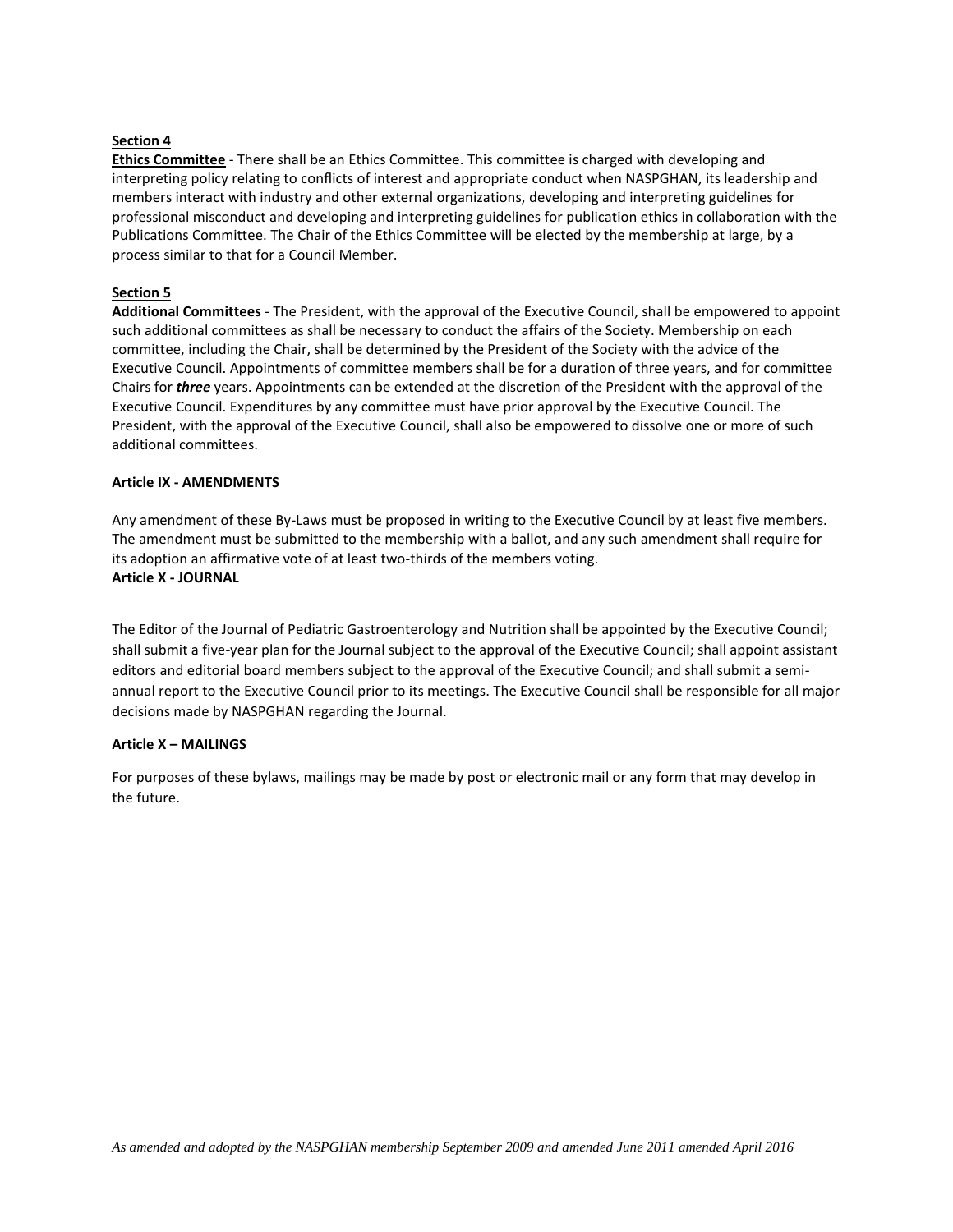**<u>Section 4</u>**

**<u>Ethics Committee</u>** - There shall be an Ethics Committee. This committee is charged with developing and interpreting policy relating to conflicts of interest and appropriate conduct when NASPGHAN, its leadership and members interact with industry and other external organizations, developing and interpreting guidelines for professional misconduct and developing and interpreting guidelines for publication ethics in collaboration with the Publications Committee. The Chair of the Ethics Committee will be elected by the membership at large, by a process similar to that for a Council Member.

**<u>Section 5</u>**

**<u>Additional Committees</u>** - The President, with the approval of the Executive Council, shall be empowered to appoint such additional committees as shall be necessary to conduct the affairs of the Society. Membership on each committee, including the Chair, shall be determined by the President of the Society with the advice of the Executive Council. Appointments of committee members shall be for a duration of three years, and for committee Chairs for ***three*** years. Appointments can be extended at the discretion of the President with the approval of the Executive Council. Expenditures by any committee must have prior approval by the Executive Council. The President, with the approval of the Executive Council, shall also be empowered to dissolve one or more of such additional committees.

**Article IX - AMENDMENTS**

Any amendment of these By-Laws must be proposed in writing to the Executive Council by at least five members. The amendment must be submitted to the membership with a ballot, and any such amendment shall require for its adoption an affirmative vote of at least two-thirds of the members voting.

**Article X - JOURNAL**

The Editor of the Journal of Pediatric Gastroenterology and Nutrition shall be appointed by the Executive Council; shall submit a five-year plan for the Journal subject to the approval of the Executive Council; shall appoint assistant editors and editorial board members subject to the approval of the Executive Council; and shall submit a semi-annual report to the Executive Council prior to its meetings. The Executive Council shall be responsible for all major decisions made by NASPGHAN regarding the Journal.

**Article X – MAILINGS**

For purposes of these bylaws, mailings may be made by post or electronic mail or any form that may develop in the future.

*As amended and adopted by the NASPGHAN membership September 2009 and amended June 2011 amended April 2016*